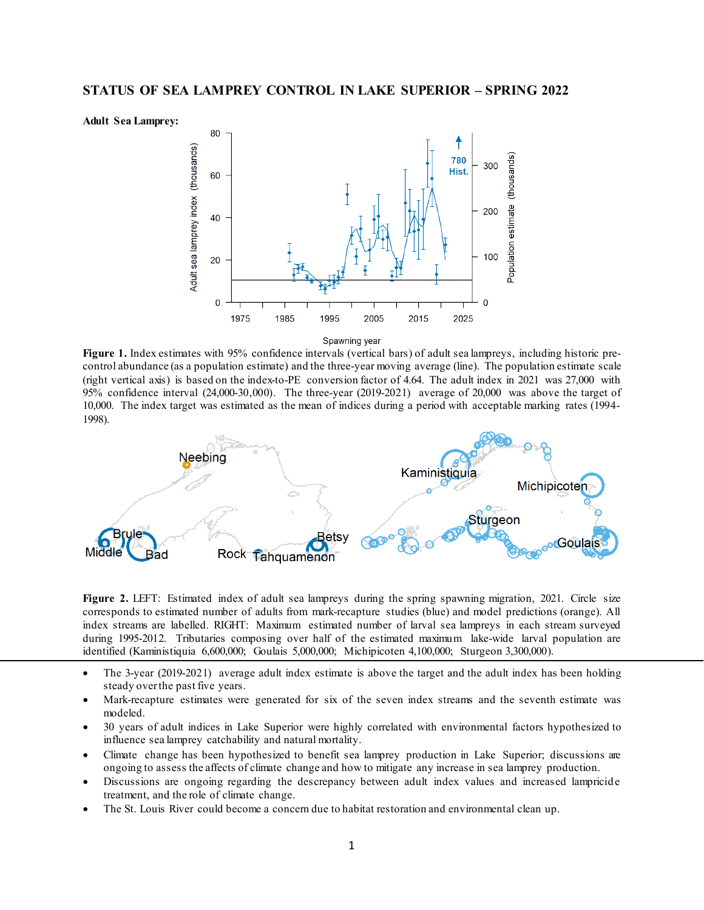## STATUS OF SEA LAMPREY CONTROL IN LAKE SUPERIOR – SPRING 2022

**Adult Sea Lamprey:**

**Figure 1.** Index estimates with 95% confidence intervals (vertical bars) of adult sea lampreys, including historic pre-control abundance (as a population estimate) and the three-year moving average (line). The population estimate scale (right vertical axis) is based on the index-to-PE conversion factor of 4.64. The adult index in 2021 was 27,000 with 95% confidence interval (24,000-30,000). The three-year (2019-2021) average of 20,000 was above the target of 10,000. The index target was estimated as the mean of indices during a period with acceptable marking rates (1994-1998).

**Figure 2.** LEFT: Estimated index of adult sea lampreys during the spring spawning migration, 2021. Circle size corresponds to estimated number of adults from mark-recapture studies (blue) and model predictions (orange). All index streams are labelled. RIGHT: Maximum estimated number of larval sea lampreys in each stream surveyed during 1995-2012. Tributaries composing over half of the estimated maximum lake-wide larval population are identified (Kaministiquia 6,600,000; Goulais 5,000,000; Michipicoten 4,100,000; Sturgeon 3,300,000).

- The 3-year (2019-2021) average adult index estimate is above the target and the adult index has been holding steady over the past five years.
- Mark-recapture estimates were generated for six of the seven index streams and the seventh estimate was modeled.
- 30 years of adult indices in Lake Superior were highly correlated with environmental factors hypothesized to influence sea lamprey catchability and natural mortality.
- Climate change has been hypothesized to benefit sea lamprey production in Lake Superior; discussions are ongoing to assess the affects of climate change and how to mitigate any increase in sea lamprey production.
- Discussions are ongoing regarding the descrepancy between adult index values and increased lampricide treatment, and the role of climate change.
- The St. Louis River could become a concern due to habitat restoration and environmental clean up.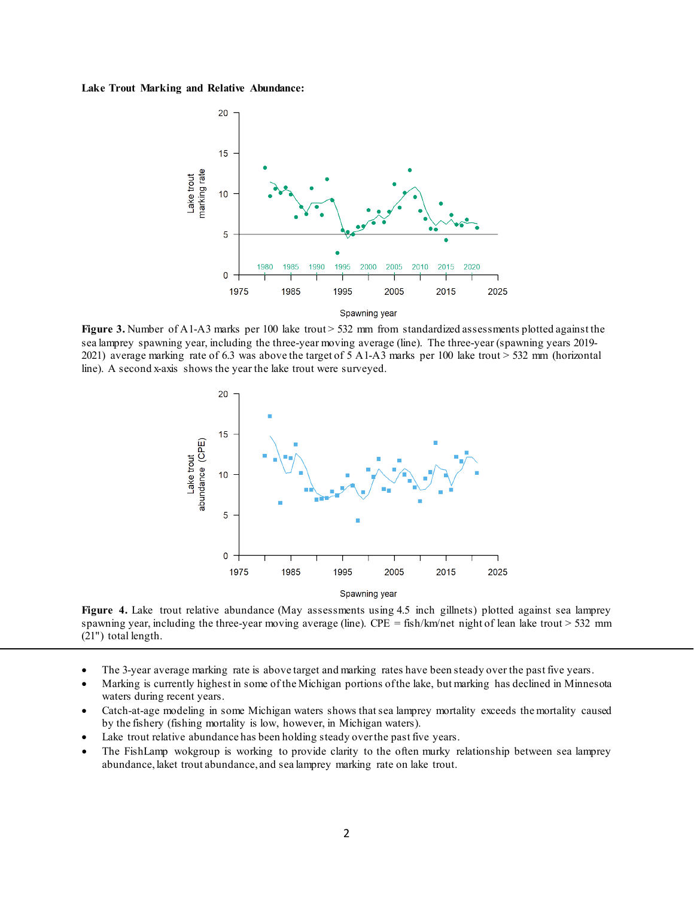**Lake Trout Marking and Relative Abundance:**

**Figure 3.** Number of A1-A3 marks per 100 lake trout > 532 mm from standardized assessments plotted against the sea lamprey spawning year, including the three-year moving average (line). The three-year (spawning years 2019-2021) average marking rate of 6.3 was above the target of 5 A1-A3 marks per 100 lake trout > 532 mm (horizontal line). A second x-axis shows the year the lake trout were surveyed.

**Figure 4.** Lake trout relative abundance (May assessments using 4.5 inch gillnets) plotted against sea lamprey spawning year, including the three-year moving average (line). CPE = fish/km/net night of lean lake trout > 532 mm (21") total length.

- The 3-year average marking rate is above target and marking rates have been steady over the past five years.
- Marking is currently highest in some of the Michigan portions of the lake, but marking has declined in Minnesota waters during recent years.
- Catch-at-age modeling in some Michigan waters shows that sea lamprey mortality exceeds the mortality caused by the fishery (fishing mortality is low, however, in Michigan waters).
- Lake trout relative abundance has been holding steady over the past five years.
- The FishLamp wokgroup is working to provide clarity to the often murky relationship between sea lamprey abundance, laket trout abundance, and sea lamprey marking rate on lake trout.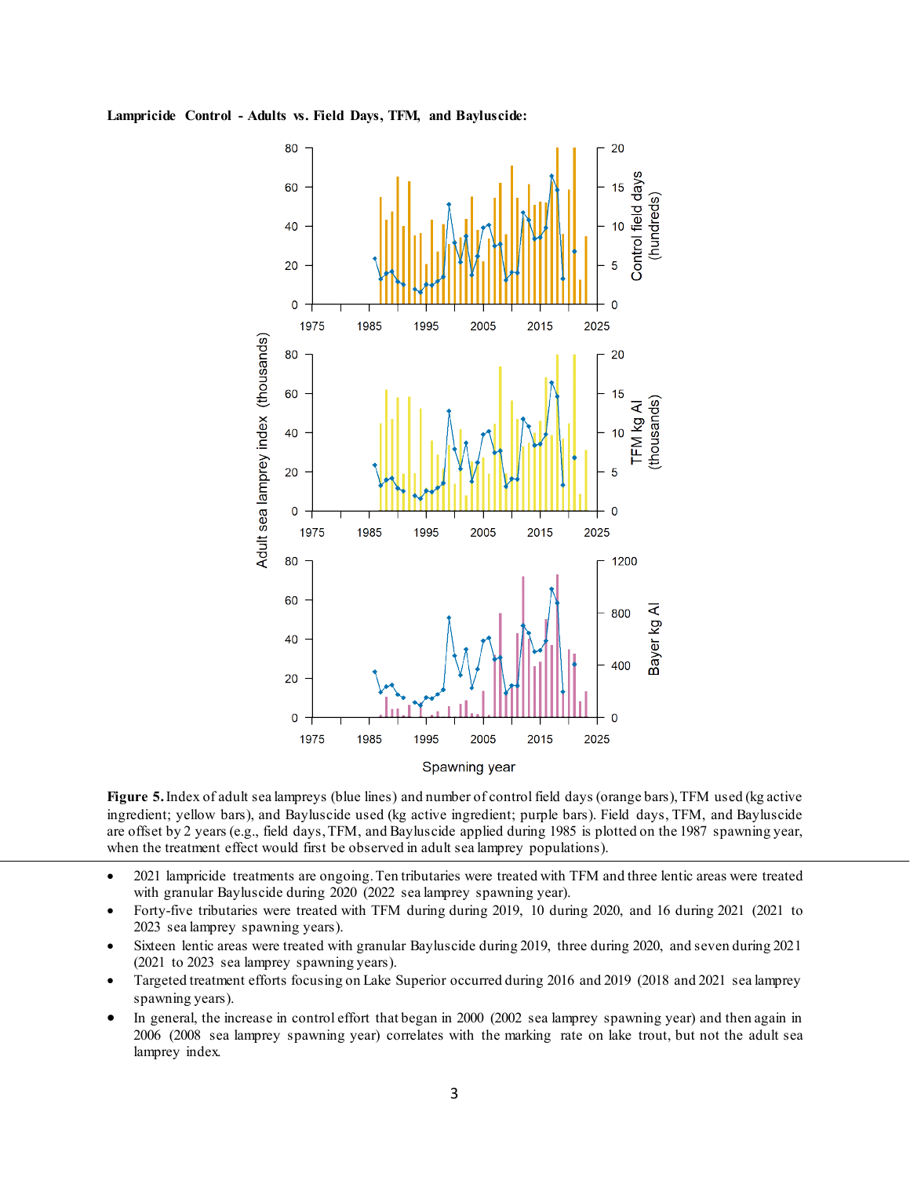**Lampricide Control - Adults vs. Field Days, TFM, and Bayluscide:**

Adult sea lamprey index (thousands)

80
60
40
20
0

1975 1985 1995 2005 2015 2025

20
15
10
5
0

Control field days (hundreds)

80
60
40
20
0

1975 1985 1995 2005 2015 2025

20
15
10
5
0

TFM kg AI (thousands)

80
60
40
20
0

1975 1985 1995 2005 2015 2025

1200
800
400
0

Bayer kg AI

Spawning year

**Figure 5.** Index of adult sea lampreys (blue lines) and number of control field days (orange bars), TFM used (kg active ingredient; yellow bars), and Bayluscide used (kg active ingredient; purple bars). Field days, TFM, and Bayluscide are offset by 2 years (e.g., field days, TFM, and Bayluscide applied during 1985 is plotted on the 1987 spawning year, when the treatment effect would first be observed in adult sea lamprey populations).

- 2021 lampricide treatments are ongoing. Ten tributaries were treated with TFM and three lentic areas were treated with granular Bayluscide during 2020 (2022 sea lamprey spawning year).
- Forty-five tributaries were treated with TFM during during 2019, 10 during 2020, and 16 during 2021 (2021 to 2023 sea lamprey spawning years).
- Sixteen lentic areas were treated with granular Bayluscide during 2019, three during 2020, and seven during 2021 (2021 to 2023 sea lamprey spawning years).
- Targeted treatment efforts focusing on Lake Superior occurred during 2016 and 2019 (2018 and 2021 sea lamprey spawning years).
- In general, the increase in control effort that began in 2000 (2002 sea lamprey spawning year) and then again in 2006 (2008 sea lamprey spawning year) correlates with the marking rate on lake trout, but not the adult sea lamprey index.